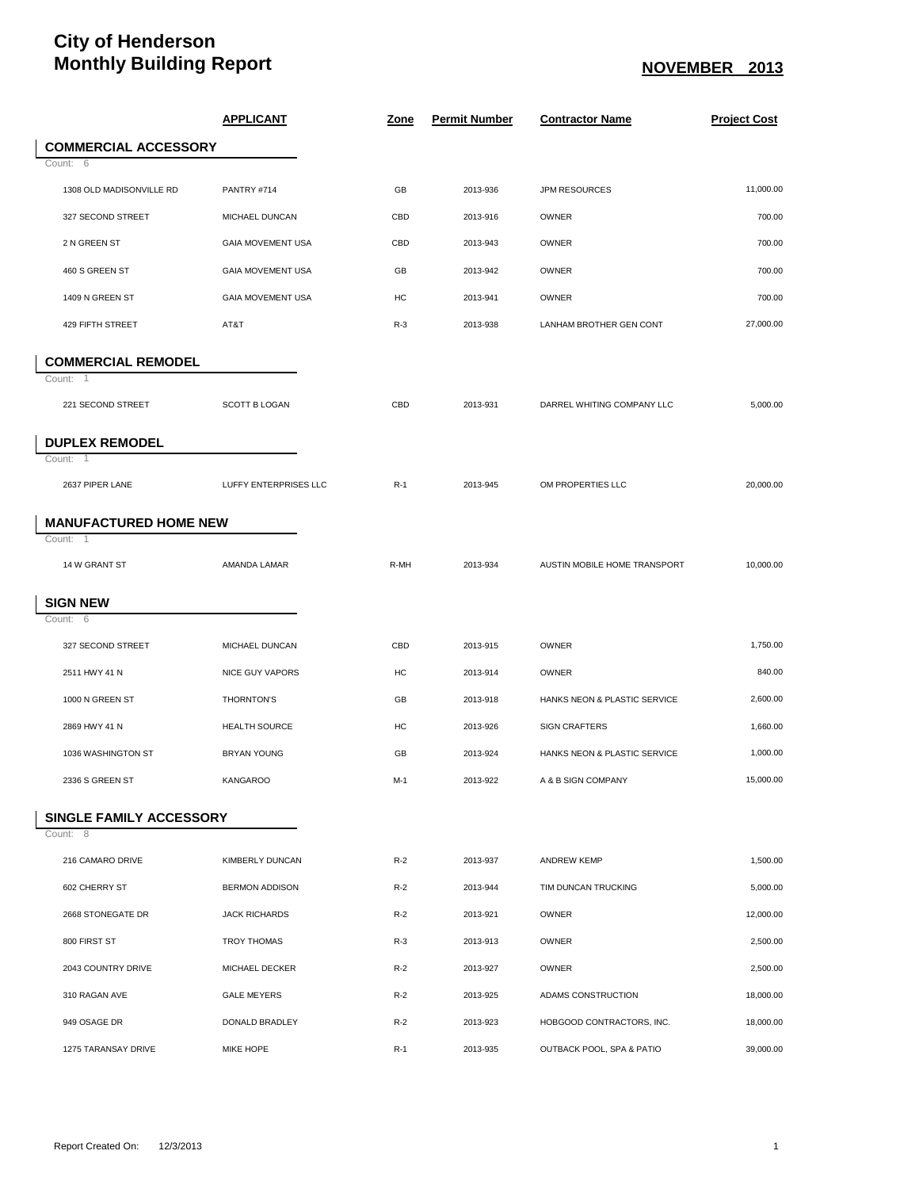# City of Henderson
# Monthly Building Report

**NOVEMBER 2013**

| | APPLICANT | Zone | Permit Number | Contractor Name | Project Cost |
|---|---|---|---|---|---|
| **COMMERCIAL ACCESSORY** | | | | | |
| Count: 6 | | | | | |
| 1308 OLD MADISONVILLE RD | PANTRY #714 | GB | 2013-936 | JPM RESOURCES | 11,000.00 |
| 327 SECOND STREET | MICHAEL DUNCAN | CBD | 2013-916 | OWNER | 700.00 |
| 2 N GREEN ST | GAIA MOVEMENT USA | CBD | 2013-943 | OWNER | 700.00 |
| 460 S GREEN ST | GAIA MOVEMENT USA | GB | 2013-942 | OWNER | 700.00 |
| 1409 N GREEN ST | GAIA MOVEMENT USA | HC | 2013-941 | OWNER | 700.00 |
| 429 FIFTH STREET | AT&T | R-3 | 2013-938 | LANHAM BROTHER GEN CONT | 27,000.00 |
| **COMMERCIAL REMODEL** | | | | | |
| Count: 1 | | | | | |
| 221 SECOND STREET | SCOTT B LOGAN | CBD | 2013-931 | DARREL WHITING COMPANY LLC | 5,000.00 |
| **DUPLEX REMODEL** | | | | | |
| Count: 1 | | | | | |
| 2637 PIPER LANE | LUFFY ENTERPRISES LLC | R-1 | 2013-945 | OM PROPERTIES LLC | 20,000.00 |
| **MANUFACTURED HOME NEW** | | | | | |
| Count: 1 | | | | | |
| 14 W GRANT ST | AMANDA LAMAR | R-MH | 2013-934 | AUSTIN MOBILE HOME TRANSPORT | 10,000.00 |
| **SIGN NEW** | | | | | |
| Count: 6 | | | | | |
| 327 SECOND STREET | MICHAEL DUNCAN | CBD | 2013-915 | OWNER | 1,750.00 |
| 2511 HWY 41 N | NICE GUY VAPORS | HC | 2013-914 | OWNER | 840.00 |
| 1000 N GREEN ST | THORNTON'S | GB | 2013-918 | HANKS NEON & PLASTIC SERVICE | 2,600.00 |
| 2869 HWY 41 N | HEALTH SOURCE | HC | 2013-926 | SIGN CRAFTERS | 1,660.00 |
| 1036 WASHINGTON ST | BRYAN YOUNG | GB | 2013-924 | HANKS NEON & PLASTIC SERVICE | 1,000.00 |
| 2336 S GREEN ST | KANGAROO | M-1 | 2013-922 | A & B SIGN COMPANY | 15,000.00 |
| **SINGLE FAMILY ACCESSORY** | | | | | |
| Count: 8 | | | | | |
| 216 CAMARO DRIVE | KIMBERLY DUNCAN | R-2 | 2013-937 | ANDREW KEMP | 1,500.00 |
| 602 CHERRY ST | BERMON ADDISON | R-2 | 2013-944 | TIM DUNCAN TRUCKING | 5,000.00 |
| 2668 STONEGATE DR | JACK RICHARDS | R-2 | 2013-921 | OWNER | 12,000.00 |
| 800 FIRST ST | TROY THOMAS | R-3 | 2013-913 | OWNER | 2,500.00 |
| 2043 COUNTRY DRIVE | MICHAEL DECKER | R-2 | 2013-927 | OWNER | 2,500.00 |
| 310 RAGAN AVE | GALE MEYERS | R-2 | 2013-925 | ADAMS CONSTRUCTION | 18,000.00 |
| 949 OSAGE DR | DONALD BRADLEY | R-2 | 2013-923 | HOBGOOD CONTRACTORS, INC. | 18,000.00 |
| 1275 TARANSAY DRIVE | MIKE HOPE | R-1 | 2013-935 | OUTBACK POOL, SPA & PATIO | 39,000.00 |

Report Created On: 12/3/2013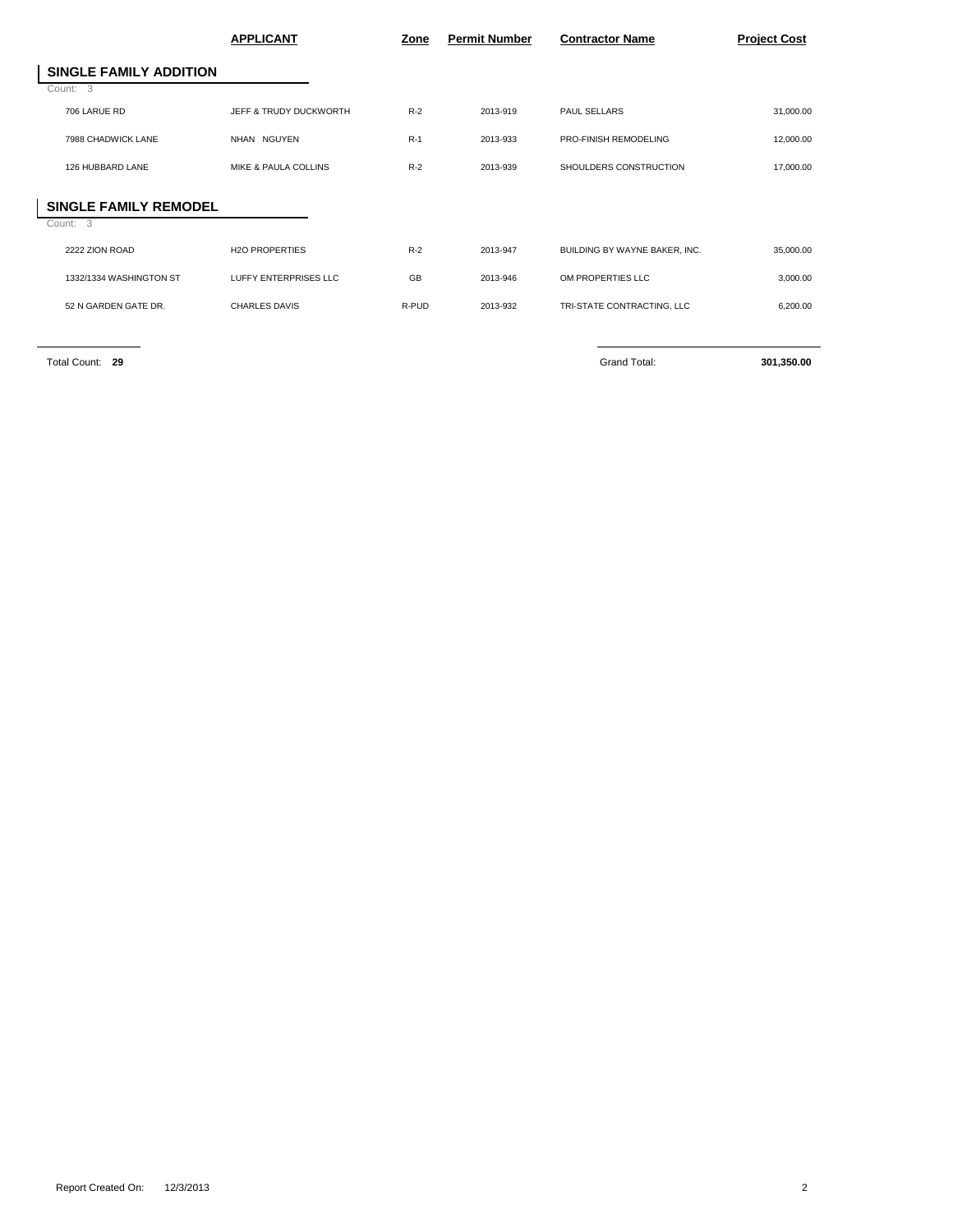| | APPLICANT | Zone | Permit Number | Contractor Name | Project Cost |
|---|---|---|---|---|---|

## SINGLE FAMILY ADDITION

Count: 3

| | APPLICANT | Zone | Permit Number | Contractor Name | Project Cost |
|---|---|---|---|---|---|
| 706 LARUE RD | JEFF & TRUDY DUCKWORTH | R-2 | 2013-919 | PAUL SELLARS | 31,000.00 |
| 7988 CHADWICK LANE | NHAN NGUYEN | R-1 | 2013-933 | PRO-FINISH REMODELING | 12,000.00 |
| 126 HUBBARD LANE | MIKE & PAULA COLLINS | R-2 | 2013-939 | SHOULDERS CONSTRUCTION | 17,000.00 |

## SINGLE FAMILY REMODEL

Count: 3

| | APPLICANT | Zone | Permit Number | Contractor Name | Project Cost |
|---|---|---|---|---|---|
| 2222 ZION ROAD | H2O PROPERTIES | R-2 | 2013-947 | BUILDING BY WAYNE BAKER, INC. | 35,000.00 |
| 1332/1334 WASHINGTON ST | LUFFY ENTERPRISES LLC | GB | 2013-946 | OM PROPERTIES LLC | 3,000.00 |
| 52 N GARDEN GATE DR. | CHARLES DAVIS | R-PUD | 2013-932 | TRI-STATE CONTRACTING, LLC | 6,200.00 |

Total Count: **29**

Grand Total: **301,350.00**

Report Created On: 12/3/2013